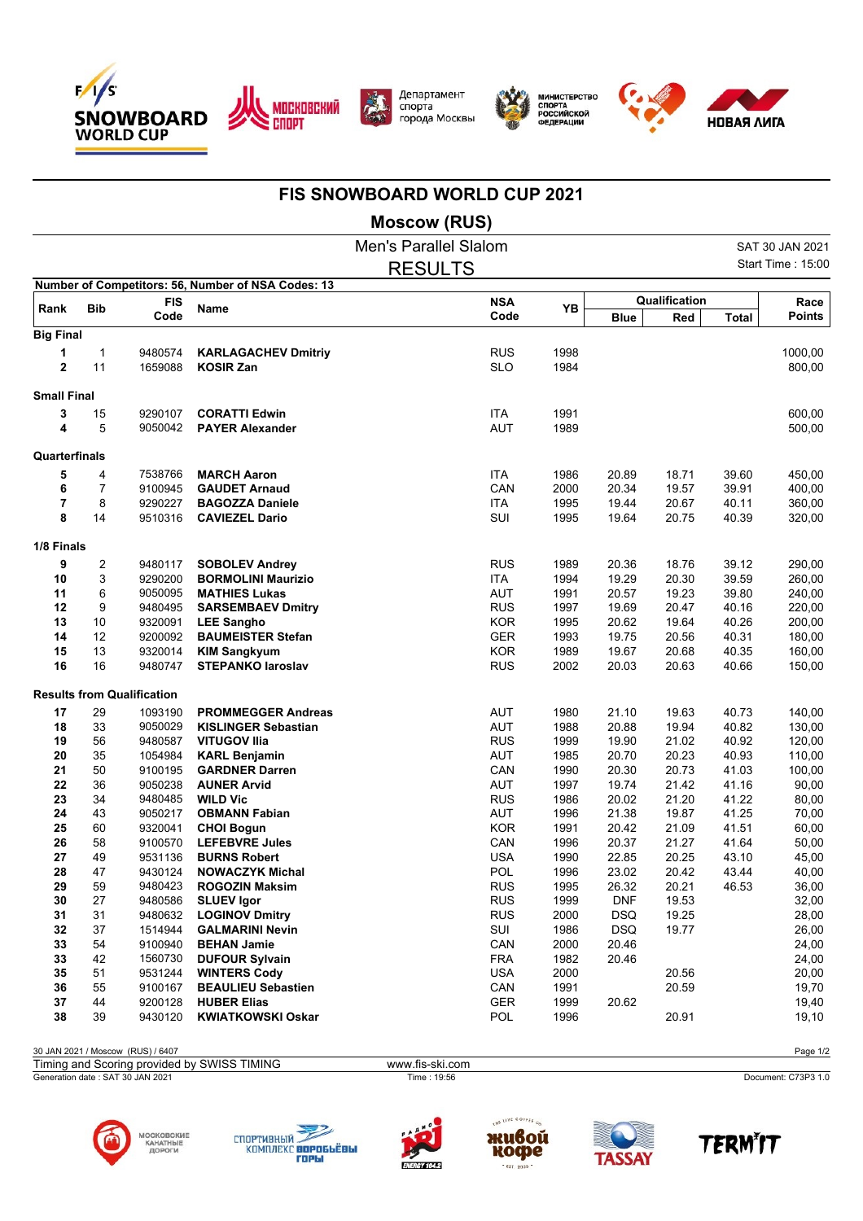# FIS SNOWBOARD WORLD CUP 2021

## Moscow (RUS)

Men's Parallel Slalom

RESULTS

SAT 30 JAN 2021

Start Time : 15:00

Number of Competitors: 56, Number of NSA Codes: 13

| Rank | Bib | FIS Code | Name | NSA Code | YB | Qualification | | | Race Points |
|---|---|---|---|---|---|---|---|---|---|
| | | | | | | Blue | Red | Total | |
| **Big Final** | | | | | | | | | |
| 1 | 1 | 9480574 | **KARLAGACHEV Dmitriy** | RUS | 1998 | | | | 1000,00 |
| 2 | 11 | 1659088 | **KOSIR Zan** | SLO | 1984 | | | | 800,00 |
| **Small Final** | | | | | | | | | |
| 3 | 15 | 9290107 | **CORATTI Edwin** | ITA | 1991 | | | | 600,00 |
| 4 | 5 | 9050042 | **PAYER Alexander** | AUT | 1989 | | | | 500,00 |
| **Quarterfinals** | | | | | | | | | |
| 5 | 4 | 7538766 | **MARCH Aaron** | ITA | 1986 | 20.89 | 18.71 | 39.60 | 450,00 |
| 6 | 7 | 9100945 | **GAUDET Arnaud** | CAN | 2000 | 20.34 | 19.57 | 39.91 | 400,00 |
| 7 | 8 | 9290227 | **BAGOZZA Daniele** | ITA | 1995 | 19.44 | 20.67 | 40.11 | 360,00 |
| 8 | 14 | 9510316 | **CAVIEZEL Dario** | SUI | 1995 | 19.64 | 20.75 | 40.39 | 320,00 |
| **1/8 Finals** | | | | | | | | | |
| 9 | 2 | 9480117 | **SOBOLEV Andrey** | RUS | 1989 | 20.36 | 18.76 | 39.12 | 290,00 |
| 10 | 3 | 9290200 | **BORMOLINI Maurizio** | ITA | 1994 | 19.29 | 20.30 | 39.59 | 260,00 |
| 11 | 6 | 9050095 | **MATHIES Lukas** | AUT | 1991 | 20.57 | 19.23 | 39.80 | 240,00 |
| 12 | 9 | 9480495 | **SARSEMBAEV Dmitry** | RUS | 1997 | 19.69 | 20.47 | 40.16 | 220,00 |
| 13 | 10 | 9320091 | **LEE Sangho** | KOR | 1995 | 20.62 | 19.64 | 40.26 | 200,00 |
| 14 | 12 | 9200092 | **BAUMEISTER Stefan** | GER | 1993 | 19.75 | 20.56 | 40.31 | 180,00 |
| 15 | 13 | 9320014 | **KIM Sangkyum** | KOR | 1989 | 19.67 | 20.68 | 40.35 | 160,00 |
| 16 | 16 | 9480747 | **STEPANKO Iaroslav** | RUS | 2002 | 20.03 | 20.63 | 40.66 | 150,00 |
| **Results from Qualification** | | | | | | | | | |
| 17 | 29 | 1093190 | **PROMMEGGER Andreas** | AUT | 1980 | 21.10 | 19.63 | 40.73 | 140,00 |
| 18 | 33 | 9050029 | **KISLINGER Sebastian** | AUT | 1988 | 20.88 | 19.94 | 40.82 | 130,00 |
| 19 | 56 | 9480587 | **VITUGOV Ilia** | RUS | 1999 | 19.90 | 21.02 | 40.92 | 120,00 |
| 20 | 35 | 1054984 | **KARL Benjamin** | AUT | 1985 | 20.70 | 20.23 | 40.93 | 110,00 |
| 21 | 50 | 9100195 | **GARDNER Darren** | CAN | 1990 | 20.30 | 20.73 | 41.03 | 100,00 |
| 22 | 36 | 9050238 | **AUNER Arvid** | AUT | 1997 | 19.74 | 21.42 | 41.16 | 90,00 |
| 23 | 34 | 9480485 | **WILD Vic** | RUS | 1986 | 20.02 | 21.20 | 41.22 | 80,00 |
| 24 | 43 | 9050217 | **OBMANN Fabian** | AUT | 1996 | 21.38 | 19.87 | 41.25 | 70,00 |
| 25 | 60 | 9320041 | **CHOI Bogun** | KOR | 1991 | 20.42 | 21.09 | 41.51 | 60,00 |
| 26 | 58 | 9100570 | **LEFEBVRE Jules** | CAN | 1996 | 20.37 | 21.27 | 41.64 | 50,00 |
| 27 | 49 | 9531136 | **BURNS Robert** | USA | 1990 | 22.85 | 20.25 | 43.10 | 45,00 |
| 28 | 47 | 9430124 | **NOWACZYK Michal** | POL | 1996 | 23.02 | 20.42 | 43.44 | 40,00 |
| 29 | 59 | 9480423 | **ROGOZIN Maksim** | RUS | 1995 | 26.32 | 20.21 | 46.53 | 36,00 |
| 30 | 27 | 9480586 | **SLUEV Igor** | RUS | 1999 | DNF | 19.53 | | 32,00 |
| 31 | 31 | 9480632 | **LOGINOV Dmitry** | RUS | 2000 | DSQ | 19.25 | | 28,00 |
| 32 | 37 | 1514944 | **GALMARINI Nevin** | SUI | 1986 | DSQ | 19.77 | | 26,00 |
| 33 | 54 | 9100940 | **BEHAN Jamie** | CAN | 2000 | 20.46 | | | 24,00 |
| 33 | 42 | 1560730 | **DUFOUR Sylvain** | FRA | 1982 | 20.46 | | | 24,00 |
| 35 | 51 | 9531244 | **WINTERS Cody** | USA | 2000 | | 20.56 | | 20,00 |
| 36 | 55 | 9100167 | **BEAULIEU Sebastien** | CAN | 1991 | | 20.59 | | 19,70 |
| 37 | 44 | 9200128 | **HUBER Elias** | GER | 1999 | 20.62 | | | 19,40 |
| 38 | 39 | 9430120 | **KWIATKOWSKI Oskar** | POL | 1996 | | 20.91 | | 19,10 |

30 JAN 2021 / Moscow (RUS) / 6407

Timing and Scoring provided by SWISS TIMING — www.fis-ski.com

Generation date : SAT 30 JAN 2021 — Time : 19:56 — Document: C73P3 1.0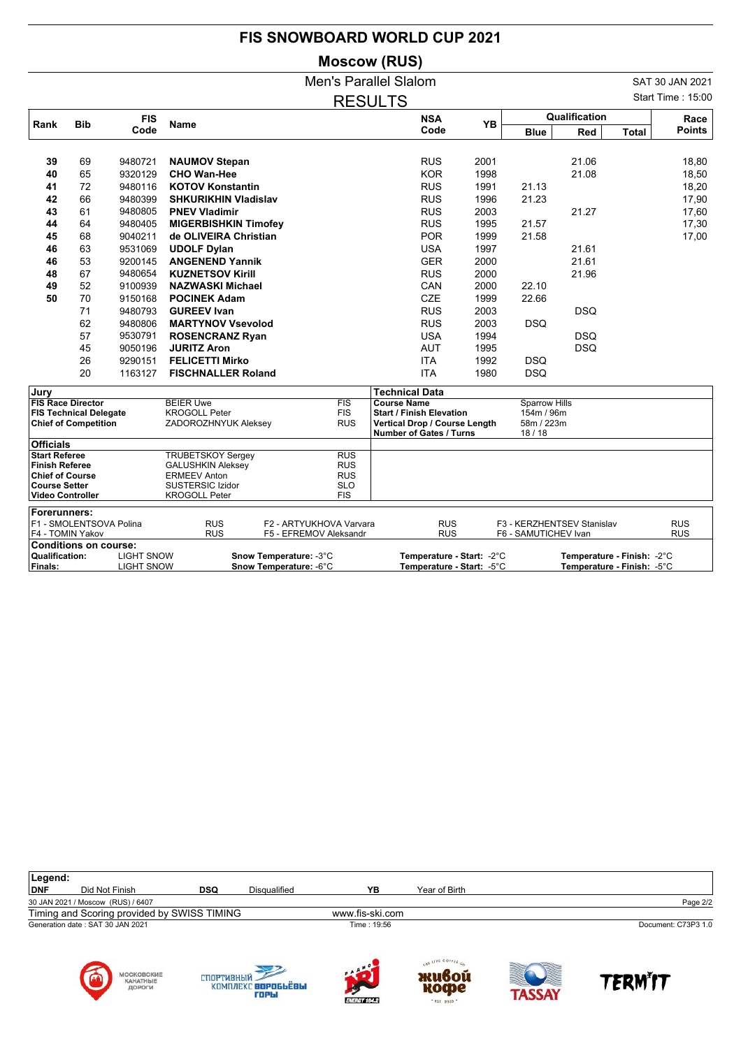# FIS SNOWBOARD WORLD CUP 2021

## Moscow (RUS)

### Men's Parallel Slalom

SAT 30 JAN 2021

### RESULTS

Start Time : 15:00

| Rank | Bib | FIS Code | Name | NSA Code | YB | Qualification Blue | Qualification Red | Qualification Total | Race Points |
|---|---|---|---|---|---|---|---|---|---|
| 39 | 69 | 9480721 | **NAUMOV Stepan** | RUS | 2001 | | 21.06 | | 18,80 |
| 40 | 65 | 9320129 | **CHO Wan-Hee** | KOR | 1998 | | 21.08 | | 18,50 |
| 41 | 72 | 9480116 | **KOTOV Konstantin** | RUS | 1991 | 21.13 | | | 18,20 |
| 42 | 66 | 9480399 | **SHKURIKHIN Vladislav** | RUS | 1996 | 21.23 | | | 17,90 |
| 43 | 61 | 9480805 | **PNEV Vladimir** | RUS | 2003 | | 21.27 | | 17,60 |
| 44 | 64 | 9480405 | **MIGERBISHKIN Timofey** | RUS | 1995 | 21.57 | | | 17,30 |
| 45 | 68 | 9040211 | **de OLIVEIRA Christian** | POR | 1999 | 21.58 | | | 17,00 |
| 46 | 63 | 9531069 | **UDOLF Dylan** | USA | 1997 | | 21.61 | | |
| 46 | 53 | 9200145 | **ANGENEND Yannik** | GER | 2000 | | 21.61 | | |
| 48 | 67 | 9480654 | **KUZNETSOV Kirill** | RUS | 2000 | | 21.96 | | |
| 49 | 52 | 9100939 | **NAZWASKI Michael** | CAN | 2000 | 22.10 | | | |
| 50 | 70 | 9150168 | **POCINEK Adam** | CZE | 1999 | 22.66 | | | |
| | 71 | 9480793 | **GUREEV Ivan** | RUS | 2003 | | DSQ | | |
| | 62 | 9480806 | **MARTYNOV Vsevolod** | RUS | 2003 | DSQ | | | |
| | 57 | 9530791 | **ROSENCRANZ Ryan** | USA | 1994 | | DSQ | | |
| | 45 | 9050196 | **JURITZ Aron** | AUT | 1995 | | DSQ | | |
| | 26 | 9290151 | **FELICETTI Mirko** | ITA | 1992 | DSQ | | | |
| | 20 | 1163127 | **FISCHNALLER Roland** | ITA | 1980 | DSQ | | | |

**Jury**

| | | |
|---|---|---|
| **FIS Race Director** | BEIER Uwe | FIS |
| **FIS Technical Delegate** | KROGOLL Peter | FIS |
| **Chief of Competition** | ZADOROZHNYUK Aleksey | RUS |

**Technical Data**

| | |
|---|---|
| **Course Name** | Sparrow Hills |
| **Start / Finish Elevation** | 154m / 96m |
| **Vertical Drop / Course Length** | 58m / 223m |
| **Number of Gates / Turns** | 18 / 18 |

**Officials**

| | | |
|---|---|---|
| **Start Referee** | TRUBETSKOY Sergey | RUS |
| **Finish Referee** | GALUSHKIN Aleksey | RUS |
| **Chief of Course** | ERMEEV Anton | RUS |
| **Course Setter** | SUSTERSIC Izidor | SLO |
| **Video Controller** | KROGOLL Peter | FIS |

**Forerunners:**

| | | | | | |
|---|---|---|---|---|---|
| F1 - SMOLENTSOVA Polina | RUS | F2 - ARTYUKHOVA Varvara | RUS | F3 - KERZHENTSEV Stanislav | RUS |
| F4 - TOMIN Yakov | RUS | F5 - EFREMOV Aleksandr | RUS | F6 - SAMUTICHEV Ivan | RUS |

**Conditions on course:**

| | | | | |
|---|---|---|---|---|
| **Qualification:** | LIGHT SNOW | **Snow Temperature:** -3°C | **Temperature - Start:** -2°C | **Temperature - Finish:** -2°C |
| **Finals:** | LIGHT SNOW | **Snow Temperature:** -6°C | **Temperature - Start:** -5°C | **Temperature - Finish:** -5°C |

**Legend:**

| | | | | | |
|---|---|---|---|---|---|
| **DNF** | Did Not Finish | **DSQ** | Disqualified | **YB** | Year of Birth |

30 JAN 2021 / Moscow (RUS) / 6407

Timing and Scoring provided by SWISS TIMING — www.fis-ski.com

Generation date : SAT 30 JAN 2021 — Time : 19:56 — Document: C73P3 1.0